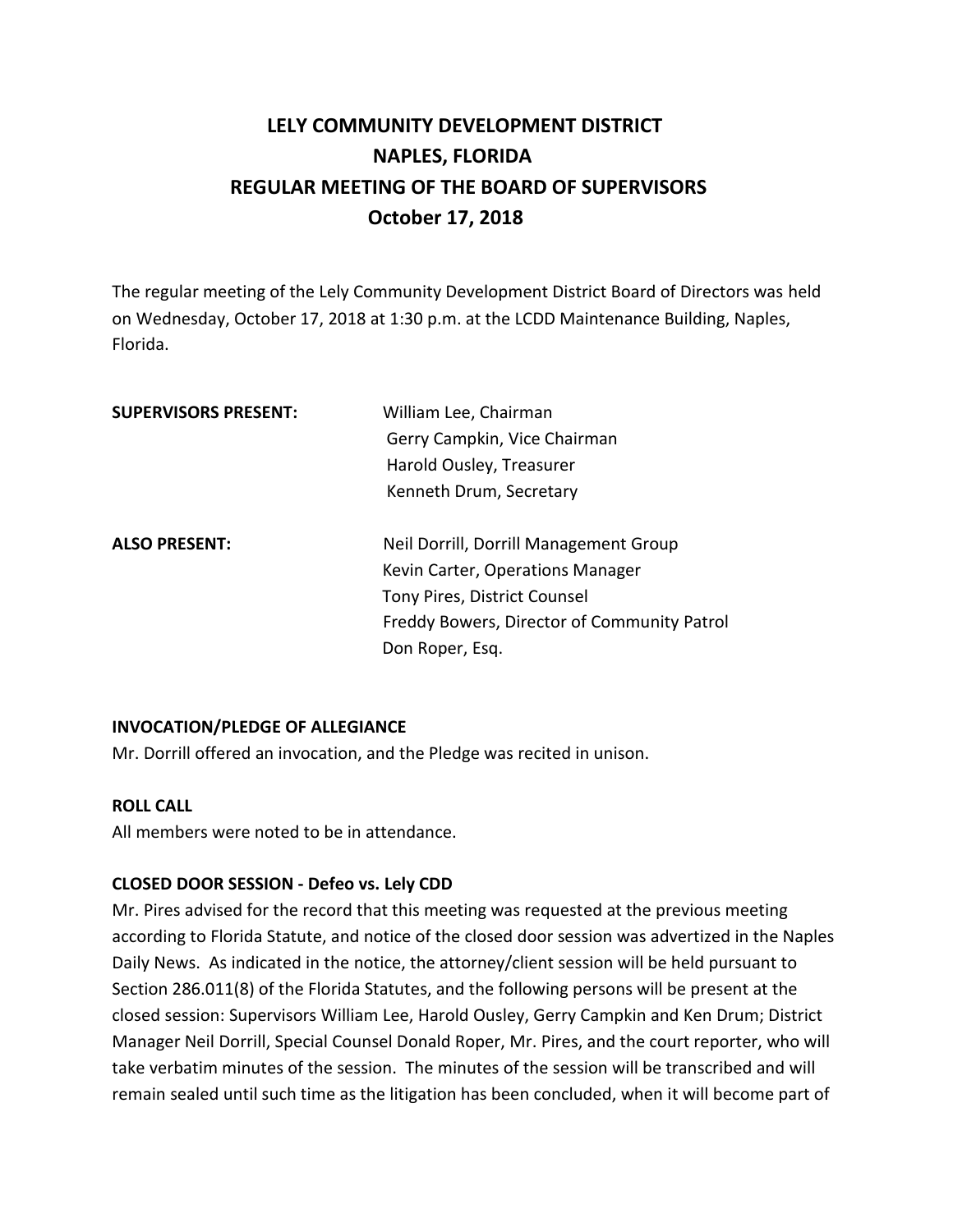# LELY COMMUNITY DEVELOPMENT DISTRICT
# NAPLES, FLORIDA
# REGULAR MEETING OF THE BOARD OF SUPERVISORS
# October 17, 2018

The regular meeting of the Lely Community Development District Board of Directors was held on Wednesday, October 17, 2018 at 1:30 p.m. at the LCDD Maintenance Building, Naples, Florida.

| | |
|---|---|
| **SUPERVISORS PRESENT:** | William Lee, Chairman |
| | Gerry Campkin, Vice Chairman |
| | Harold Ousley, Treasurer |
| | Kenneth Drum, Secretary |
| **ALSO PRESENT:** | Neil Dorrill, Dorrill Management Group |
| | Kevin Carter, Operations Manager |
| | Tony Pires, District Counsel |
| | Freddy Bowers, Director of Community Patrol |
| | Don Roper, Esq. |

**INVOCATION/PLEDGE OF ALLEGIANCE**

Mr. Dorrill offered an invocation, and the Pledge was recited in unison.

**ROLL CALL**

All members were noted to be in attendance.

**CLOSED DOOR SESSION - Defeo vs. Lely CDD**

Mr. Pires advised for the record that this meeting was requested at the previous meeting according to Florida Statute, and notice of the closed door session was advertized in the Naples Daily News. As indicated in the notice, the attorney/client session will be held pursuant to Section 286.011(8) of the Florida Statutes, and the following persons will be present at the closed session: Supervisors William Lee, Harold Ousley, Gerry Campkin and Ken Drum; District Manager Neil Dorrill, Special Counsel Donald Roper, Mr. Pires, and the court reporter, who will take verbatim minutes of the session. The minutes of the session will be transcribed and will remain sealed until such time as the litigation has been concluded, when it will become part of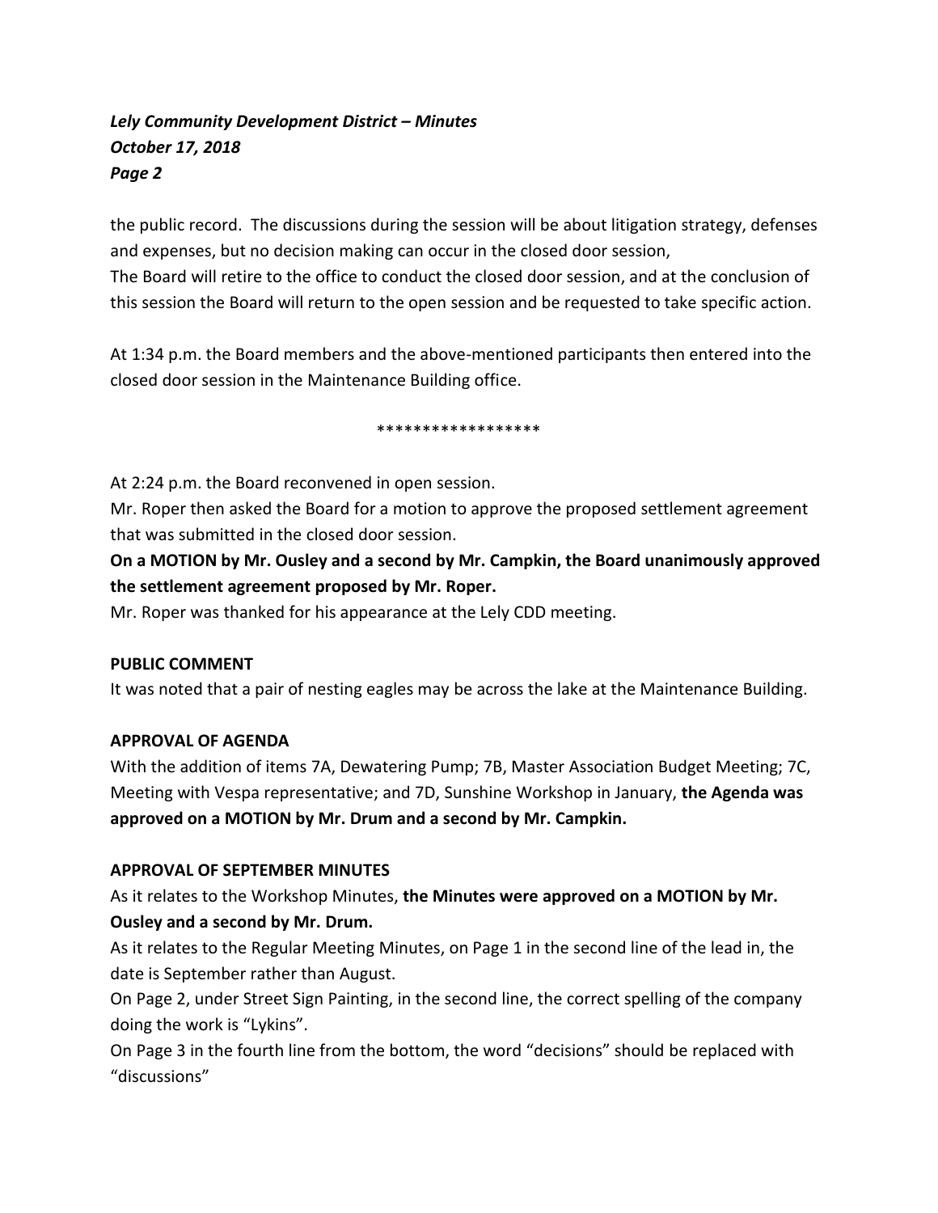the public record. The discussions during the session will be about litigation strategy, defenses and expenses, but no decision making can occur in the closed door session,
The Board will retire to the office to conduct the closed door session, and at the conclusion of this session the Board will return to the open session and be requested to take specific action.

At 1:34 p.m. the Board members and the above-mentioned participants then entered into the closed door session in the Maintenance Building office.

******************

At 2:24 p.m. the Board reconvened in open session.
Mr. Roper then asked the Board for a motion to approve the proposed settlement agreement that was submitted in the closed door session.
**On a MOTION by Mr. Ousley and a second by Mr. Campkin, the Board unanimously approved the settlement agreement proposed by Mr. Roper.**
Mr. Roper was thanked for his appearance at the Lely CDD meeting.

**PUBLIC COMMENT**
It was noted that a pair of nesting eagles may be across the lake at the Maintenance Building.

**APPROVAL OF AGENDA**
With the addition of items 7A, Dewatering Pump; 7B, Master Association Budget Meeting; 7C, Meeting with Vespa representative; and 7D, Sunshine Workshop in January, **the Agenda was approved on a MOTION by Mr. Drum and a second by Mr. Campkin.**

**APPROVAL OF SEPTEMBER MINUTES**
As it relates to the Workshop Minutes, **the Minutes were approved on a MOTION by Mr. Ousley and a second by Mr. Drum.**
As it relates to the Regular Meeting Minutes, on Page 1 in the second line of the lead in, the date is September rather than August.
On Page 2, under Street Sign Painting, in the second line, the correct spelling of the company doing the work is "Lykins".
On Page 3 in the fourth line from the bottom, the word "decisions" should be replaced with "discussions"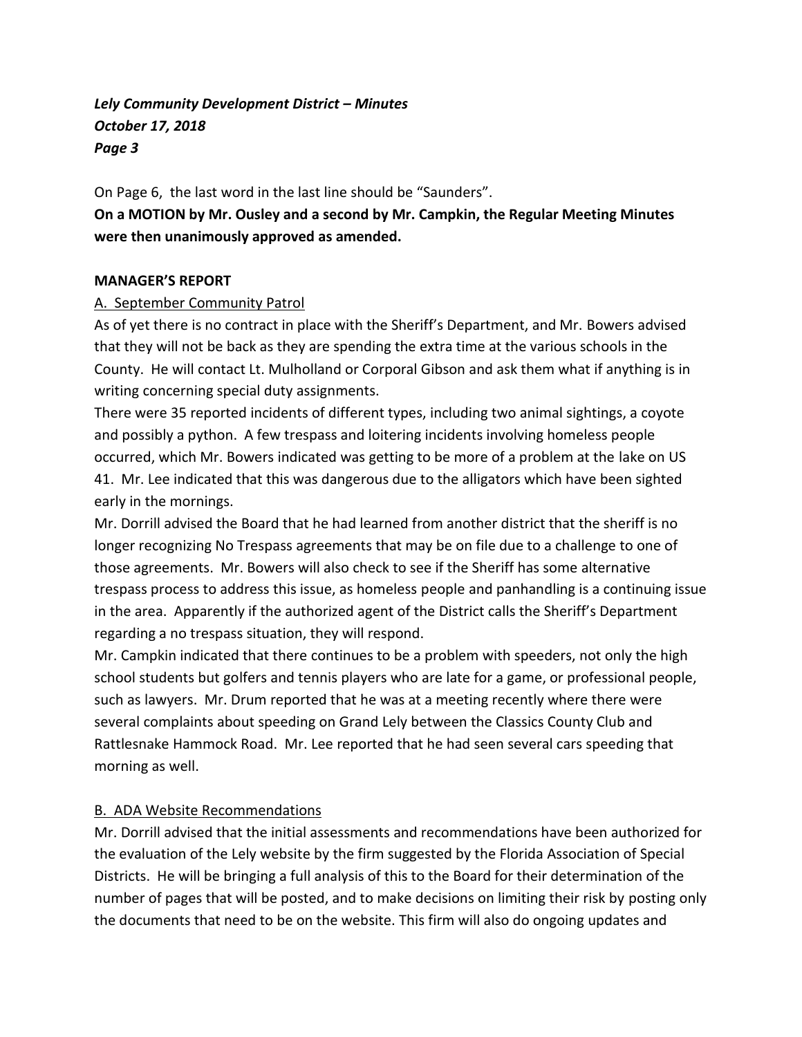On Page 6, the last word in the last line should be "Saunders".

**On a MOTION by Mr. Ousley and a second by Mr. Campkin, the Regular Meeting Minutes were then unanimously approved as amended.**

**MANAGER'S REPORT**

A. September Community Patrol

As of yet there is no contract in place with the Sheriff's Department, and Mr. Bowers advised that they will not be back as they are spending the extra time at the various schools in the County. He will contact Lt. Mulholland or Corporal Gibson and ask them what if anything is in writing concerning special duty assignments.

There were 35 reported incidents of different types, including two animal sightings, a coyote and possibly a python. A few trespass and loitering incidents involving homeless people occurred, which Mr. Bowers indicated was getting to be more of a problem at the lake on US 41. Mr. Lee indicated that this was dangerous due to the alligators which have been sighted early in the mornings.

Mr. Dorrill advised the Board that he had learned from another district that the sheriff is no longer recognizing No Trespass agreements that may be on file due to a challenge to one of those agreements. Mr. Bowers will also check to see if the Sheriff has some alternative trespass process to address this issue, as homeless people and panhandling is a continuing issue in the area. Apparently if the authorized agent of the District calls the Sheriff's Department regarding a no trespass situation, they will respond.

Mr. Campkin indicated that there continues to be a problem with speeders, not only the high school students but golfers and tennis players who are late for a game, or professional people, such as lawyers. Mr. Drum reported that he was at a meeting recently where there were several complaints about speeding on Grand Lely between the Classics County Club and Rattlesnake Hammock Road. Mr. Lee reported that he had seen several cars speeding that morning as well.

B. ADA Website Recommendations

Mr. Dorrill advised that the initial assessments and recommendations have been authorized for the evaluation of the Lely website by the firm suggested by the Florida Association of Special Districts. He will be bringing a full analysis of this to the Board for their determination of the number of pages that will be posted, and to make decisions on limiting their risk by posting only the documents that need to be on the website. This firm will also do ongoing updates and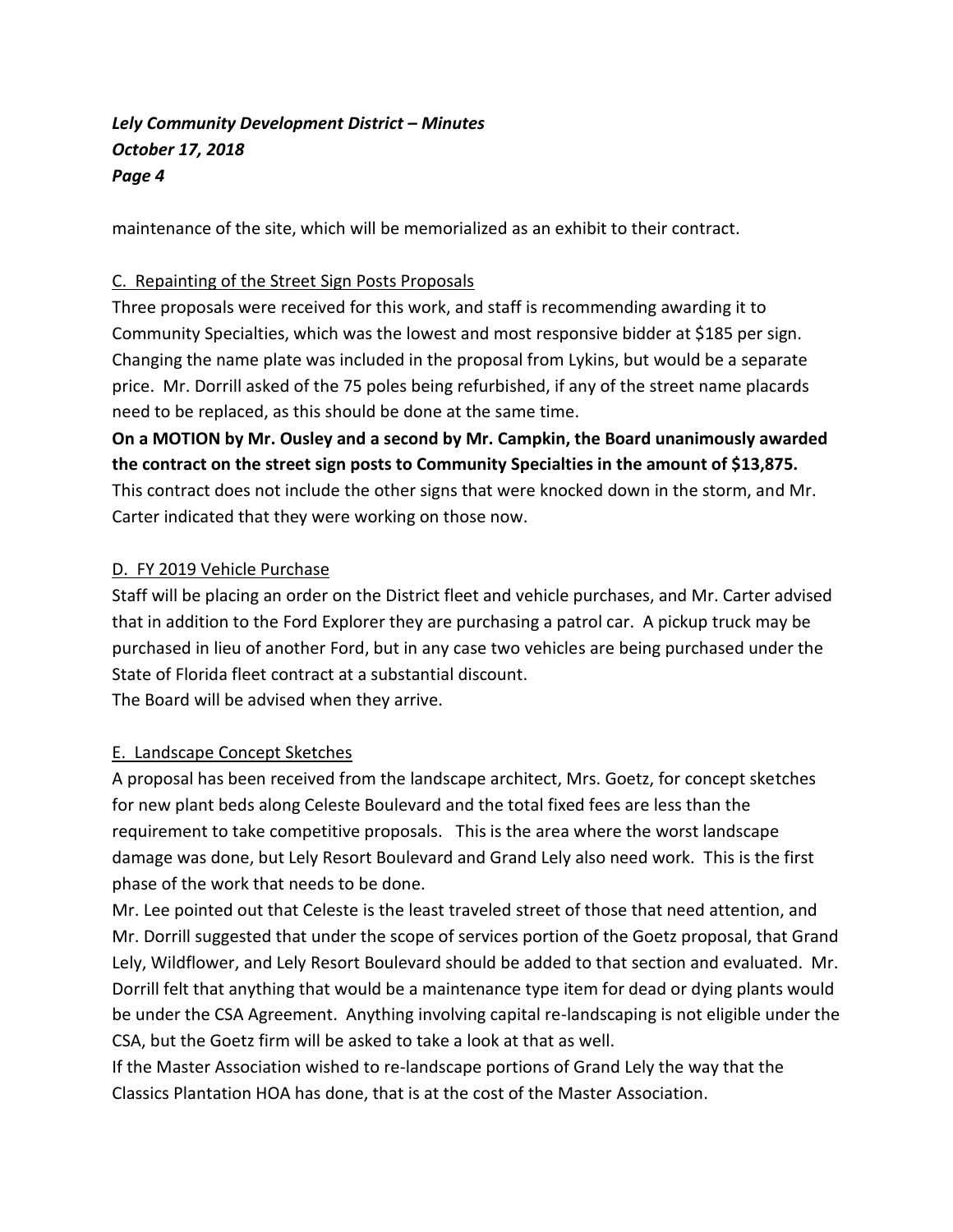maintenance of the site, which will be memorialized as an exhibit to their contract.

C. Repainting of the Street Sign Posts Proposals

Three proposals were received for this work, and staff is recommending awarding it to Community Specialties, which was the lowest and most responsive bidder at $185 per sign. Changing the name plate was included in the proposal from Lykins, but would be a separate price. Mr. Dorrill asked of the 75 poles being refurbished, if any of the street name placards need to be replaced, as this should be done at the same time.

**On a MOTION by Mr. Ousley and a second by Mr. Campkin, the Board unanimously awarded the contract on the street sign posts to Community Specialties in the amount of $13,875.**

This contract does not include the other signs that were knocked down in the storm, and Mr. Carter indicated that they were working on those now.

D. FY 2019 Vehicle Purchase

Staff will be placing an order on the District fleet and vehicle purchases, and Mr. Carter advised that in addition to the Ford Explorer they are purchasing a patrol car. A pickup truck may be purchased in lieu of another Ford, but in any case two vehicles are being purchased under the State of Florida fleet contract at a substantial discount.

The Board will be advised when they arrive.

E. Landscape Concept Sketches

A proposal has been received from the landscape architect, Mrs. Goetz, for concept sketches for new plant beds along Celeste Boulevard and the total fixed fees are less than the requirement to take competitive proposals. This is the area where the worst landscape damage was done, but Lely Resort Boulevard and Grand Lely also need work. This is the first phase of the work that needs to be done.

Mr. Lee pointed out that Celeste is the least traveled street of those that need attention, and Mr. Dorrill suggested that under the scope of services portion of the Goetz proposal, that Grand Lely, Wildflower, and Lely Resort Boulevard should be added to that section and evaluated. Mr. Dorrill felt that anything that would be a maintenance type item for dead or dying plants would be under the CSA Agreement. Anything involving capital re-landscaping is not eligible under the CSA, but the Goetz firm will be asked to take a look at that as well.

If the Master Association wished to re-landscape portions of Grand Lely the way that the Classics Plantation HOA has done, that is at the cost of the Master Association.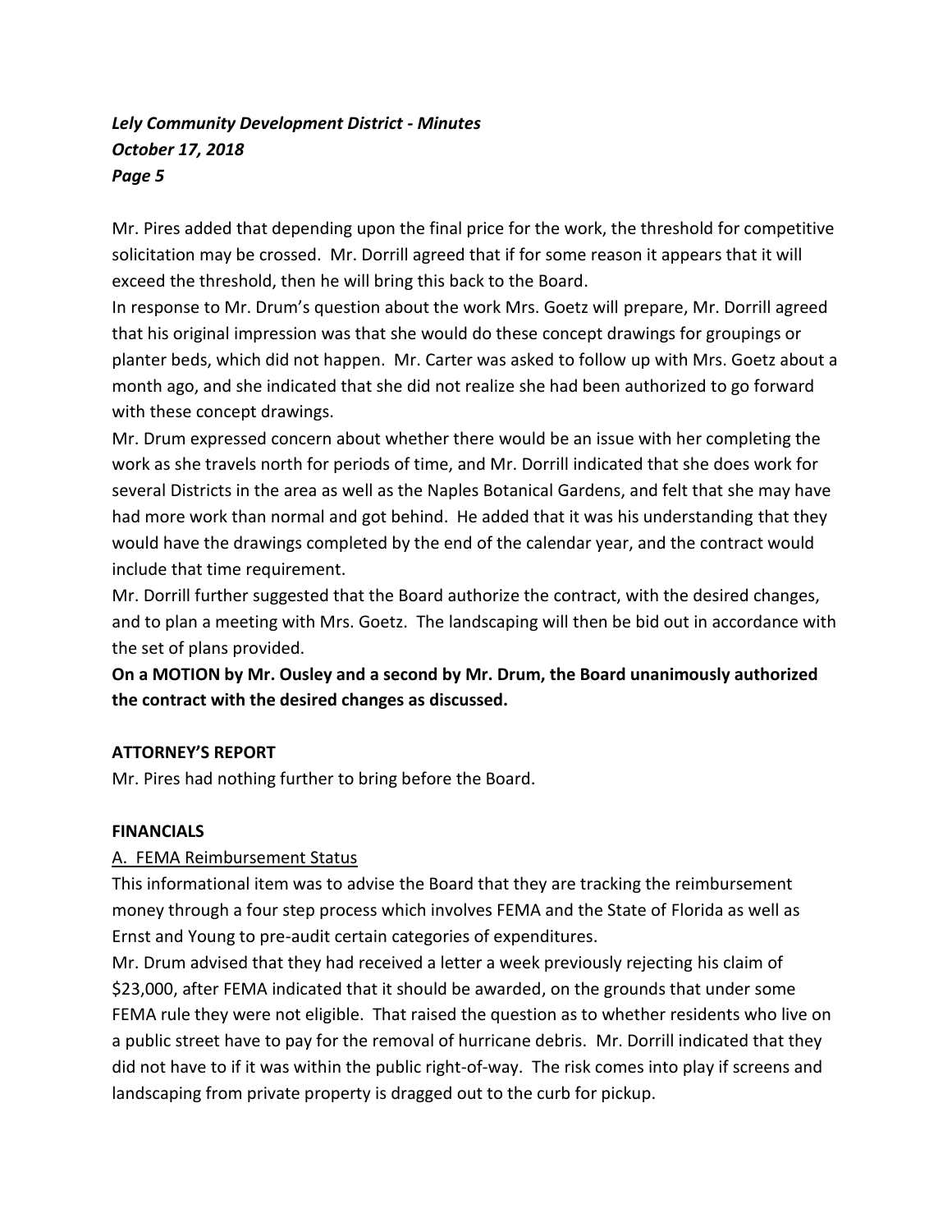Mr. Pires added that depending upon the final price for the work, the threshold for competitive solicitation may be crossed. Mr. Dorrill agreed that if for some reason it appears that it will exceed the threshold, then he will bring this back to the Board.

In response to Mr. Drum's question about the work Mrs. Goetz will prepare, Mr. Dorrill agreed that his original impression was that she would do these concept drawings for groupings or planter beds, which did not happen. Mr. Carter was asked to follow up with Mrs. Goetz about a month ago, and she indicated that she did not realize she had been authorized to go forward with these concept drawings.

Mr. Drum expressed concern about whether there would be an issue with her completing the work as she travels north for periods of time, and Mr. Dorrill indicated that she does work for several Districts in the area as well as the Naples Botanical Gardens, and felt that she may have had more work than normal and got behind. He added that it was his understanding that they would have the drawings completed by the end of the calendar year, and the contract would include that time requirement.

Mr. Dorrill further suggested that the Board authorize the contract, with the desired changes, and to plan a meeting with Mrs. Goetz. The landscaping will then be bid out in accordance with the set of plans provided.

**On a MOTION by Mr. Ousley and a second by Mr. Drum, the Board unanimously authorized the contract with the desired changes as discussed.**

**ATTORNEY'S REPORT**

Mr. Pires had nothing further to bring before the Board.

**FINANCIALS**

A. FEMA Reimbursement Status

This informational item was to advise the Board that they are tracking the reimbursement money through a four step process which involves FEMA and the State of Florida as well as Ernst and Young to pre-audit certain categories of expenditures.

Mr. Drum advised that they had received a letter a week previously rejecting his claim of $23,000, after FEMA indicated that it should be awarded, on the grounds that under some FEMA rule they were not eligible. That raised the question as to whether residents who live on a public street have to pay for the removal of hurricane debris. Mr. Dorrill indicated that they did not have to if it was within the public right-of-way. The risk comes into play if screens and landscaping from private property is dragged out to the curb for pickup.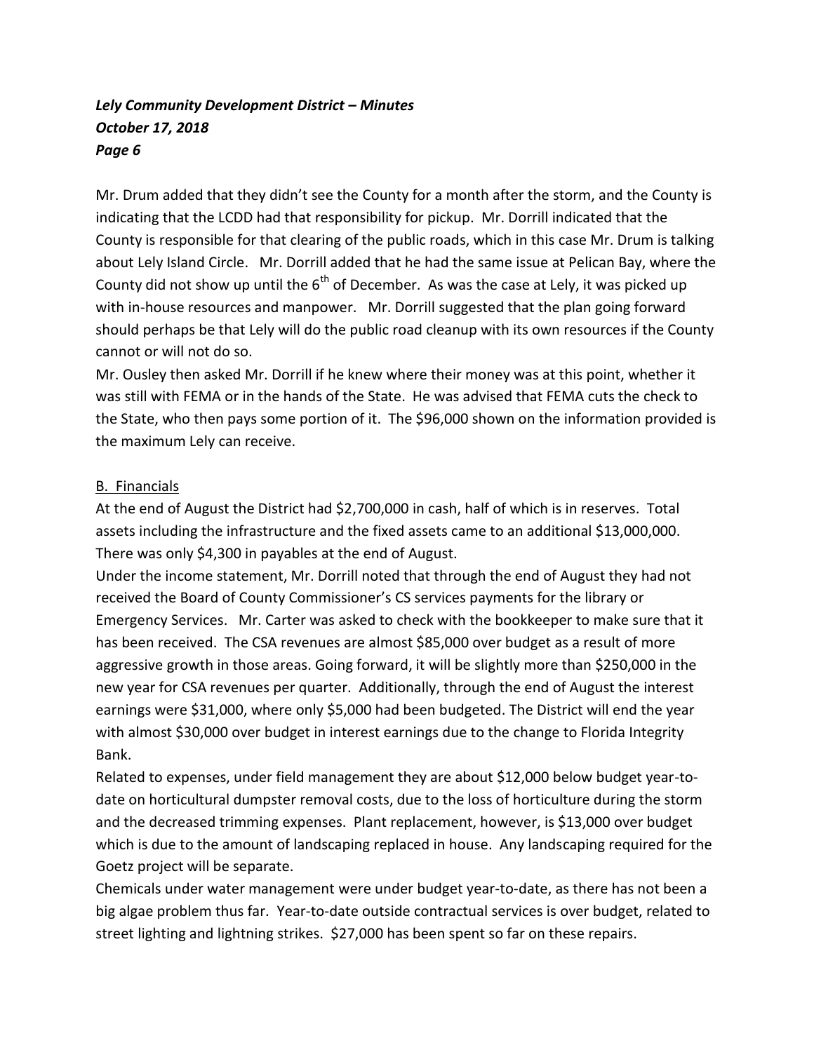Mr. Drum added that they didn't see the County for a month after the storm, and the County is indicating that the LCDD had that responsibility for pickup. Mr. Dorrill indicated that the County is responsible for that clearing of the public roads, which in this case Mr. Drum is talking about Lely Island Circle. Mr. Dorrill added that he had the same issue at Pelican Bay, where the County did not show up until the 6th of December. As was the case at Lely, it was picked up with in-house resources and manpower. Mr. Dorrill suggested that the plan going forward should perhaps be that Lely will do the public road cleanup with its own resources if the County cannot or will not do so.

Mr. Ousley then asked Mr. Dorrill if he knew where their money was at this point, whether it was still with FEMA or in the hands of the State. He was advised that FEMA cuts the check to the State, who then pays some portion of it. The $96,000 shown on the information provided is the maximum Lely can receive.

B. Financials

At the end of August the District had $2,700,000 in cash, half of which is in reserves. Total assets including the infrastructure and the fixed assets came to an additional $13,000,000. There was only $4,300 in payables at the end of August.

Under the income statement, Mr. Dorrill noted that through the end of August they had not received the Board of County Commissioner's CS services payments for the library or Emergency Services. Mr. Carter was asked to check with the bookkeeper to make sure that it has been received. The CSA revenues are almost $85,000 over budget as a result of more aggressive growth in those areas. Going forward, it will be slightly more than $250,000 in the new year for CSA revenues per quarter. Additionally, through the end of August the interest earnings were $31,000, where only $5,000 had been budgeted. The District will end the year with almost $30,000 over budget in interest earnings due to the change to Florida Integrity Bank.

Related to expenses, under field management they are about $12,000 below budget year-to-date on horticultural dumpster removal costs, due to the loss of horticulture during the storm and the decreased trimming expenses. Plant replacement, however, is $13,000 over budget which is due to the amount of landscaping replaced in house. Any landscaping required for the Goetz project will be separate.

Chemicals under water management were under budget year-to-date, as there has not been a big algae problem thus far. Year-to-date outside contractual services is over budget, related to street lighting and lightning strikes. $27,000 has been spent so far on these repairs.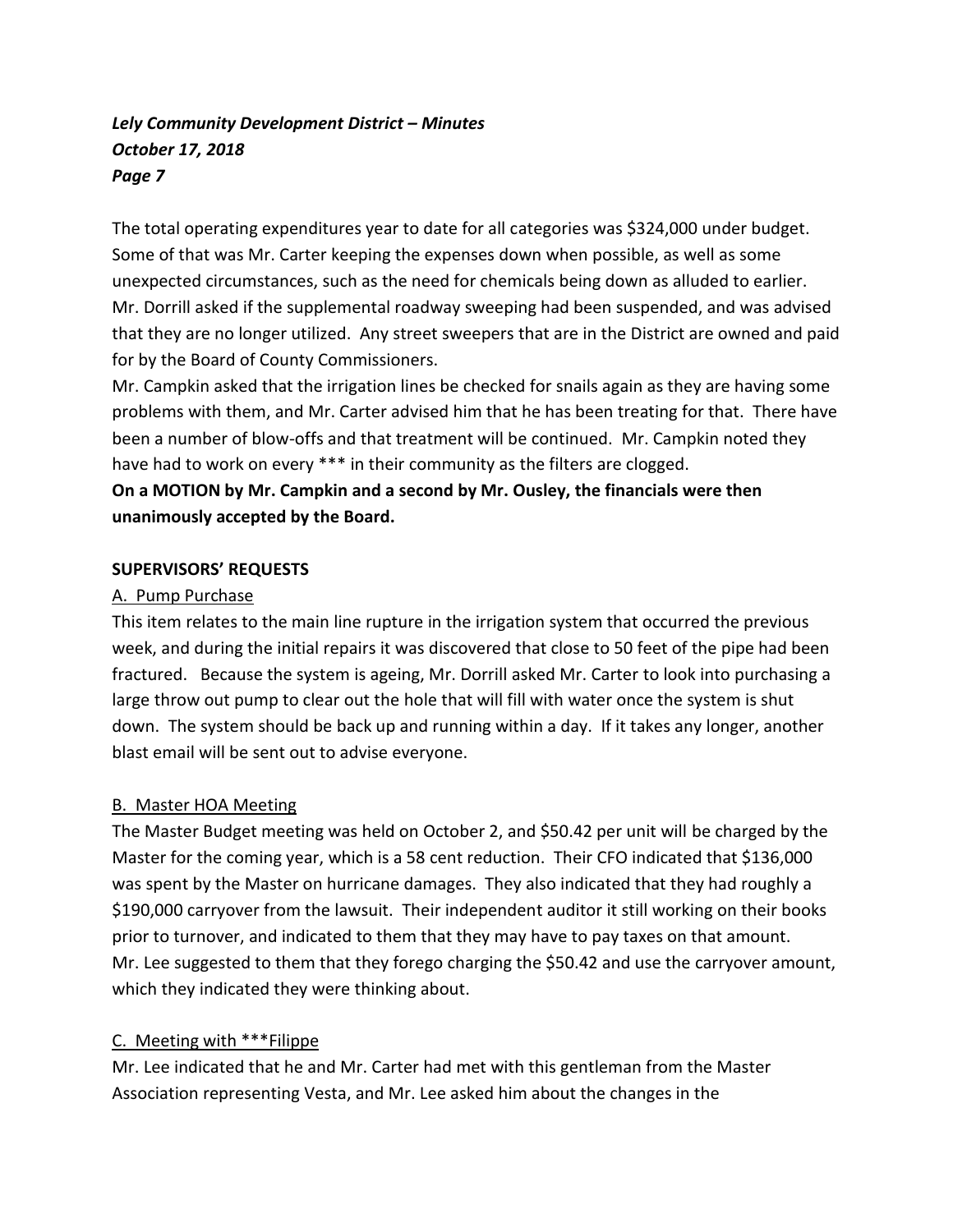The total operating expenditures year to date for all categories was $324,000 under budget. Some of that was Mr. Carter keeping the expenses down when possible, as well as some unexpected circumstances, such as the need for chemicals being down as alluded to earlier. Mr. Dorrill asked if the supplemental roadway sweeping had been suspended, and was advised that they are no longer utilized. Any street sweepers that are in the District are owned and paid for by the Board of County Commissioners.

Mr. Campkin asked that the irrigation lines be checked for snails again as they are having some problems with them, and Mr. Carter advised him that he has been treating for that. There have been a number of blow-offs and that treatment will be continued. Mr. Campkin noted they have had to work on every *** in their community as the filters are clogged.

**On a MOTION by Mr. Campkin and a second by Mr. Ousley, the financials were then unanimously accepted by the Board.**

**SUPERVISORS' REQUESTS**

A. Pump Purchase

This item relates to the main line rupture in the irrigation system that occurred the previous week, and during the initial repairs it was discovered that close to 50 feet of the pipe had been fractured. Because the system is ageing, Mr. Dorrill asked Mr. Carter to look into purchasing a large throw out pump to clear out the hole that will fill with water once the system is shut down. The system should be back up and running within a day. If it takes any longer, another blast email will be sent out to advise everyone.

B. Master HOA Meeting

The Master Budget meeting was held on October 2, and $50.42 per unit will be charged by the Master for the coming year, which is a 58 cent reduction. Their CFO indicated that $136,000 was spent by the Master on hurricane damages. They also indicated that they had roughly a $190,000 carryover from the lawsuit. Their independent auditor it still working on their books prior to turnover, and indicated to them that they may have to pay taxes on that amount. Mr. Lee suggested to them that they forego charging the $50.42 and use the carryover amount, which they indicated they were thinking about.

C. Meeting with ***Filippe

Mr. Lee indicated that he and Mr. Carter had met with this gentleman from the Master Association representing Vesta, and Mr. Lee asked him about the changes in the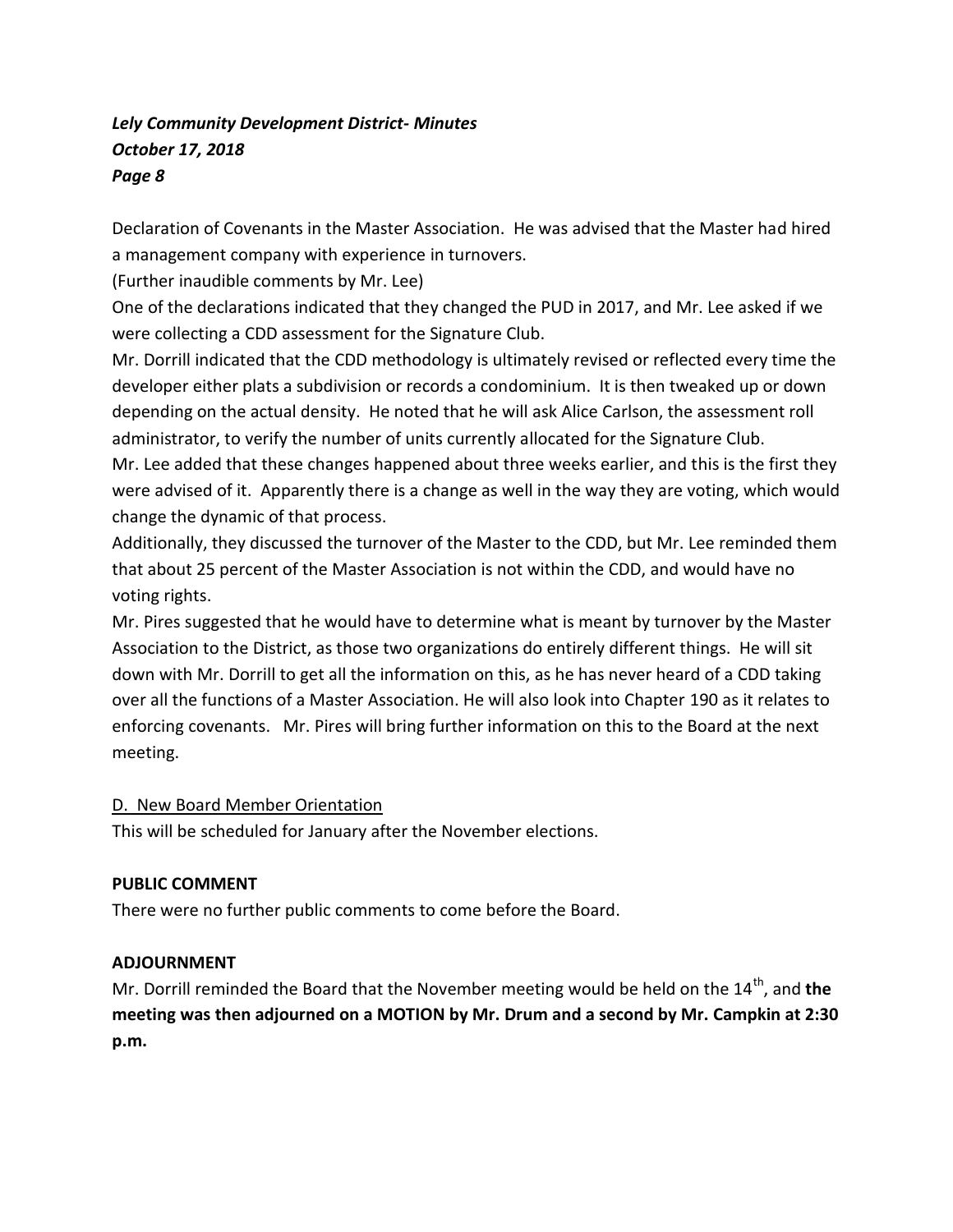Declaration of Covenants in the Master Association. He was advised that the Master had hired a management company with experience in turnovers.

(Further inaudible comments by Mr. Lee)

One of the declarations indicated that they changed the PUD in 2017, and Mr. Lee asked if we were collecting a CDD assessment for the Signature Club.

Mr. Dorrill indicated that the CDD methodology is ultimately revised or reflected every time the developer either plats a subdivision or records a condominium. It is then tweaked up or down depending on the actual density. He noted that he will ask Alice Carlson, the assessment roll administrator, to verify the number of units currently allocated for the Signature Club.

Mr. Lee added that these changes happened about three weeks earlier, and this is the first they were advised of it. Apparently there is a change as well in the way they are voting, which would change the dynamic of that process.

Additionally, they discussed the turnover of the Master to the CDD, but Mr. Lee reminded them that about 25 percent of the Master Association is not within the CDD, and would have no voting rights.

Mr. Pires suggested that he would have to determine what is meant by turnover by the Master Association to the District, as those two organizations do entirely different things. He will sit down with Mr. Dorrill to get all the information on this, as he has never heard of a CDD taking over all the functions of a Master Association. He will also look into Chapter 190 as it relates to enforcing covenants. Mr. Pires will bring further information on this to the Board at the next meeting.

D. New Board Member Orientation

This will be scheduled for January after the November elections.

**PUBLIC COMMENT**

There were no further public comments to come before the Board.

**ADJOURNMENT**

Mr. Dorrill reminded the Board that the November meeting would be held on the 14th, and **the meeting was then adjourned on a MOTION by Mr. Drum and a second by Mr. Campkin at 2:30 p.m.**